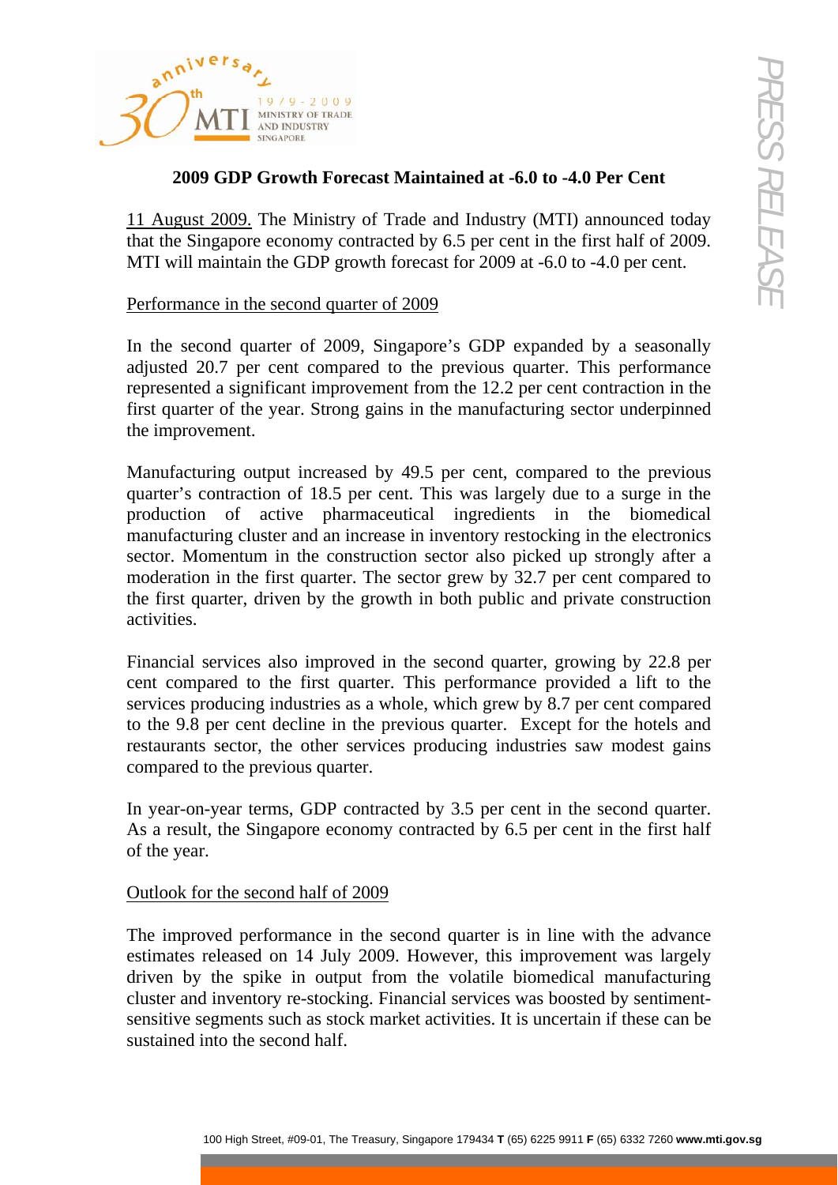# 2009 GDP Growth Forecast Maintained at -6.0 to -4.0 Per Cent

11 August 2009. The Ministry of Trade and Industry (MTI) announced today that the Singapore economy contracted by 6.5 per cent in the first half of 2009. MTI will maintain the GDP growth forecast for 2009 at -6.0 to -4.0 per cent.

## Performance in the second quarter of 2009

In the second quarter of 2009, Singapore's GDP expanded by a seasonally adjusted 20.7 per cent compared to the previous quarter. This performance represented a significant improvement from the 12.2 per cent contraction in the first quarter of the year. Strong gains in the manufacturing sector underpinned the improvement.

Manufacturing output increased by 49.5 per cent, compared to the previous quarter's contraction of 18.5 per cent. This was largely due to a surge in the production of active pharmaceutical ingredients in the biomedical manufacturing cluster and an increase in inventory restocking in the electronics sector. Momentum in the construction sector also picked up strongly after a moderation in the first quarter. The sector grew by 32.7 per cent compared to the first quarter, driven by the growth in both public and private construction activities.

Financial services also improved in the second quarter, growing by 22.8 per cent compared to the first quarter. This performance provided a lift to the services producing industries as a whole, which grew by 8.7 per cent compared to the 9.8 per cent decline in the previous quarter. Except for the hotels and restaurants sector, the other services producing industries saw modest gains compared to the previous quarter.

In year-on-year terms, GDP contracted by 3.5 per cent in the second quarter. As a result, the Singapore economy contracted by 6.5 per cent in the first half of the year.

## Outlook for the second half of 2009

The improved performance in the second quarter is in line with the advance estimates released on 14 July 2009. However, this improvement was largely driven by the spike in output from the volatile biomedical manufacturing cluster and inventory re-stocking. Financial services was boosted by sentiment-sensitive segments such as stock market activities. It is uncertain if these can be sustained into the second half.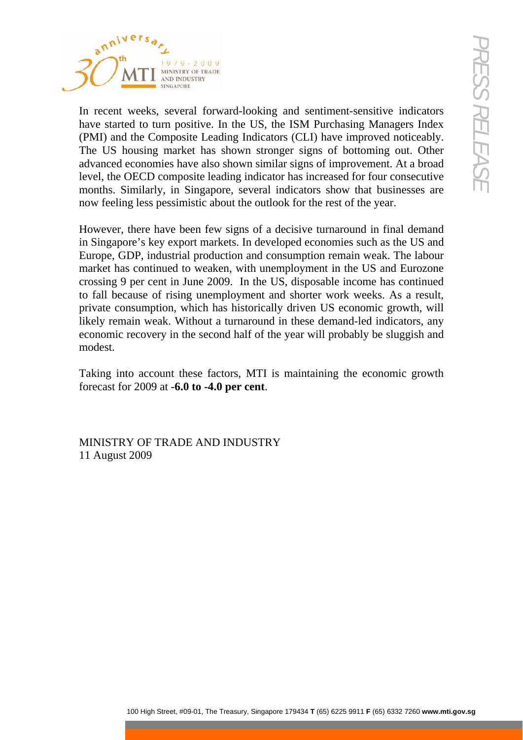In recent weeks, several forward-looking and sentiment-sensitive indicators have started to turn positive. In the US, the ISM Purchasing Managers Index (PMI) and the Composite Leading Indicators (CLI) have improved noticeably. The US housing market has shown stronger signs of bottoming out. Other advanced economies have also shown similar signs of improvement. At a broad level, the OECD composite leading indicator has increased for four consecutive months. Similarly, in Singapore, several indicators show that businesses are now feeling less pessimistic about the outlook for the rest of the year.

However, there have been few signs of a decisive turnaround in final demand in Singapore's key export markets. In developed economies such as the US and Europe, GDP, industrial production and consumption remain weak. The labour market has continued to weaken, with unemployment in the US and Eurozone crossing 9 per cent in June 2009. In the US, disposable income has continued to fall because of rising unemployment and shorter work weeks. As a result, private consumption, which has historically driven US economic growth, will likely remain weak. Without a turnaround in these demand-led indicators, any economic recovery in the second half of the year will probably be sluggish and modest.

Taking into account these factors, MTI is maintaining the economic growth forecast for 2009 at **-6.0 to -4.0 per cent**.

MINISTRY OF TRADE AND INDUSTRY
11 August 2009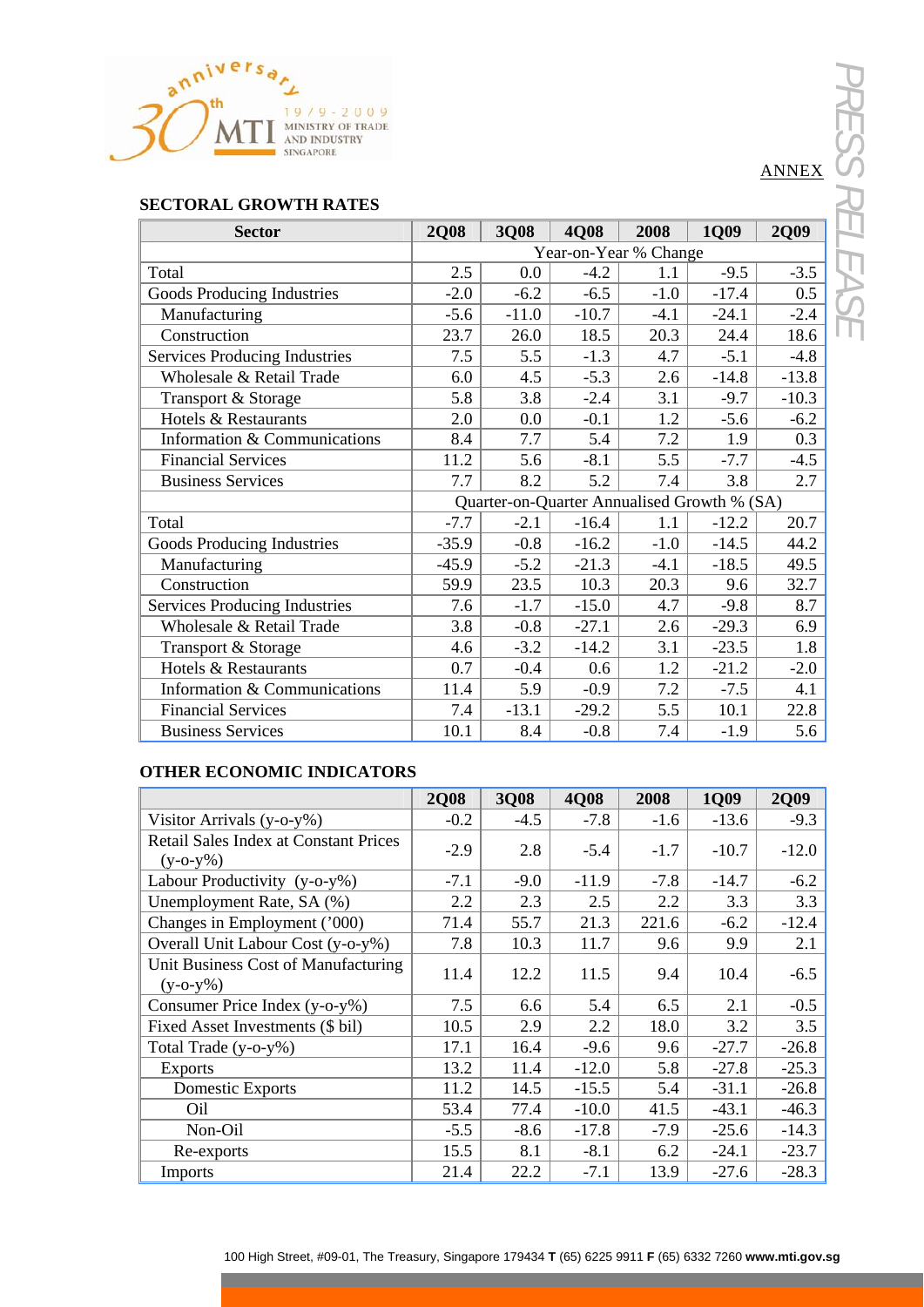ANNEX

## SECTORAL GROWTH RATES

| Sector | 2Q08 | 3Q08 | 4Q08 | 2008 | 1Q09 | 2Q09 |
|---|---|---|---|---|---|---|
| | Year-on-Year % Change | | | | | |
| Total | 2.5 | 0.0 | -4.2 | 1.1 | -9.5 | -3.5 |
| Goods Producing Industries | -2.0 | -6.2 | -6.5 | -1.0 | -17.4 | 0.5 |
| Manufacturing | -5.6 | -11.0 | -10.7 | -4.1 | -24.1 | -2.4 |
| Construction | 23.7 | 26.0 | 18.5 | 20.3 | 24.4 | 18.6 |
| Services Producing Industries | 7.5 | 5.5 | -1.3 | 4.7 | -5.1 | -4.8 |
| Wholesale & Retail Trade | 6.0 | 4.5 | -5.3 | 2.6 | -14.8 | -13.8 |
| Transport & Storage | 5.8 | 3.8 | -2.4 | 3.1 | -9.7 | -10.3 |
| Hotels & Restaurants | 2.0 | 0.0 | -0.1 | 1.2 | -5.6 | -6.2 |
| Information & Communications | 8.4 | 7.7 | 5.4 | 7.2 | 1.9 | 0.3 |
| Financial Services | 11.2 | 5.6 | -8.1 | 5.5 | -7.7 | -4.5 |
| Business Services | 7.7 | 8.2 | 5.2 | 7.4 | 3.8 | 2.7 |
| | Quarter-on-Quarter Annualised Growth % (SA) | | | | | |
| Total | -7.7 | -2.1 | -16.4 | 1.1 | -12.2 | 20.7 |
| Goods Producing Industries | -35.9 | -0.8 | -16.2 | -1.0 | -14.5 | 44.2 |
| Manufacturing | -45.9 | -5.2 | -21.3 | -4.1 | -18.5 | 49.5 |
| Construction | 59.9 | 23.5 | 10.3 | 20.3 | 9.6 | 32.7 |
| Services Producing Industries | 7.6 | -1.7 | -15.0 | 4.7 | -9.8 | 8.7 |
| Wholesale & Retail Trade | 3.8 | -0.8 | -27.1 | 2.6 | -29.3 | 6.9 |
| Transport & Storage | 4.6 | -3.2 | -14.2 | 3.1 | -23.5 | 1.8 |
| Hotels & Restaurants | 0.7 | -0.4 | 0.6 | 1.2 | -21.2 | -2.0 |
| Information & Communications | 11.4 | 5.9 | -0.9 | 7.2 | -7.5 | 4.1 |
| Financial Services | 7.4 | -13.1 | -29.2 | 5.5 | 10.1 | 22.8 |
| Business Services | 10.1 | 8.4 | -0.8 | 7.4 | -1.9 | 5.6 |

## OTHER ECONOMIC INDICATORS

| | 2Q08 | 3Q08 | 4Q08 | 2008 | 1Q09 | 2Q09 |
|---|---|---|---|---|---|---|
| Visitor Arrivals (y-o-y%) | -0.2 | -4.5 | -7.8 | -1.6 | -13.6 | -9.3 |
| Retail Sales Index at Constant Prices (y-o-y%) | -2.9 | 2.8 | -5.4 | -1.7 | -10.7 | -12.0 |
| Labour Productivity (y-o-y%) | -7.1 | -9.0 | -11.9 | -7.8 | -14.7 | -6.2 |
| Unemployment Rate, SA (%) | 2.2 | 2.3 | 2.5 | 2.2 | 3.3 | 3.3 |
| Changes in Employment ('000) | 71.4 | 55.7 | 21.3 | 221.6 | -6.2 | -12.4 |
| Overall Unit Labour Cost (y-o-y%) | 7.8 | 10.3 | 11.7 | 9.6 | 9.9 | 2.1 |
| Unit Business Cost of Manufacturing (y-o-y%) | 11.4 | 12.2 | 11.5 | 9.4 | 10.4 | -6.5 |
| Consumer Price Index (y-o-y%) | 7.5 | 6.6 | 5.4 | 6.5 | 2.1 | -0.5 |
| Fixed Asset Investments ($ bil) | 10.5 | 2.9 | 2.2 | 18.0 | 3.2 | 3.5 |
| Total Trade (y-o-y%) | 17.1 | 16.4 | -9.6 | 9.6 | -27.7 | -26.8 |
| Exports | 13.2 | 11.4 | -12.0 | 5.8 | -27.8 | -25.3 |
| Domestic Exports | 11.2 | 14.5 | -15.5 | 5.4 | -31.1 | -26.8 |
| Oil | 53.4 | 77.4 | -10.0 | 41.5 | -43.1 | -46.3 |
| Non-Oil | -5.5 | -8.6 | -17.8 | -7.9 | -25.6 | -14.3 |
| Re-exports | 15.5 | 8.1 | -8.1 | 6.2 | -24.1 | -23.7 |
| Imports | 21.4 | 22.2 | -7.1 | 13.9 | -27.6 | -28.3 |